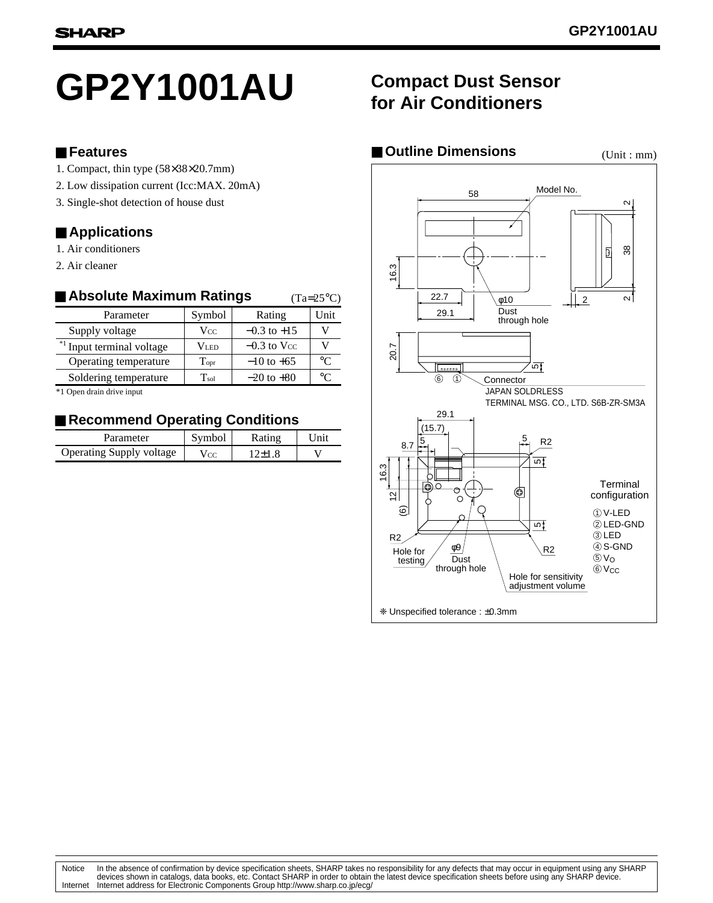# GP2Y1001AU

## Compact Dust Sensor for Air Conditioners

## ■ Features

1. Compact, thin type (58×38×20.7mm)
2. Low dissipation current (Icc:MAX. 20mA)
3. Single-shot detection of house dust

## ■ Applications

1. Air conditioners
2. Air cleaner

## ■ Absolute Maximum Ratings

(Ta=25°C)

| Parameter | Symbol | Rating | Unit |
|---|---|---|---|
| Supply voltage | $V_{CC}$ | −0.3 to +15 | V |
| [*1] Input terminal voltage | $V_{LED}$ | −0.3 to $V_{CC}$ | V |
| Operating temperature | $T_{opr}$ | −10 to +65 | °C |
| Soldering temperature | $T_{sol}$ | −20 to +80 | °C |

*1 Open drain drive input

## ■ Recommend Operating Conditions

| Parameter | Symbol | Rating | Unit |
|---|---|---|---|
| Operating Supply voltage | $V_{CC}$ | 12±1.8 | V |

## ■ Outline Dimensions

(Unit : mm)

Model No.

φ10 Dust through hole

Connector JAPAN SOLDRLESS TERMINAL MSG. CO., LTD. S6B-ZR-SM3A

Hole for testing

φ9 Dust through hole

Hole for sensitivity adjustment volume

Terminal configuration
1. V-LED
2. LED-GND
3. LED
4. S-GND
5. $V_O$
6. $V_{CC}$

❈ Unspecified tolerance : ±0.3mm

Notice: In the absence of confirmation by device specification sheets, SHARP takes no responsibility for any defects that may occur in equipment using any SHARP devices shown in catalogs, data books, etc. Contact SHARP in order to obtain the latest device specification sheets before using any SHARP device.

Internet: Internet address for Electronic Components Group http://www.sharp.co.jp/ecg/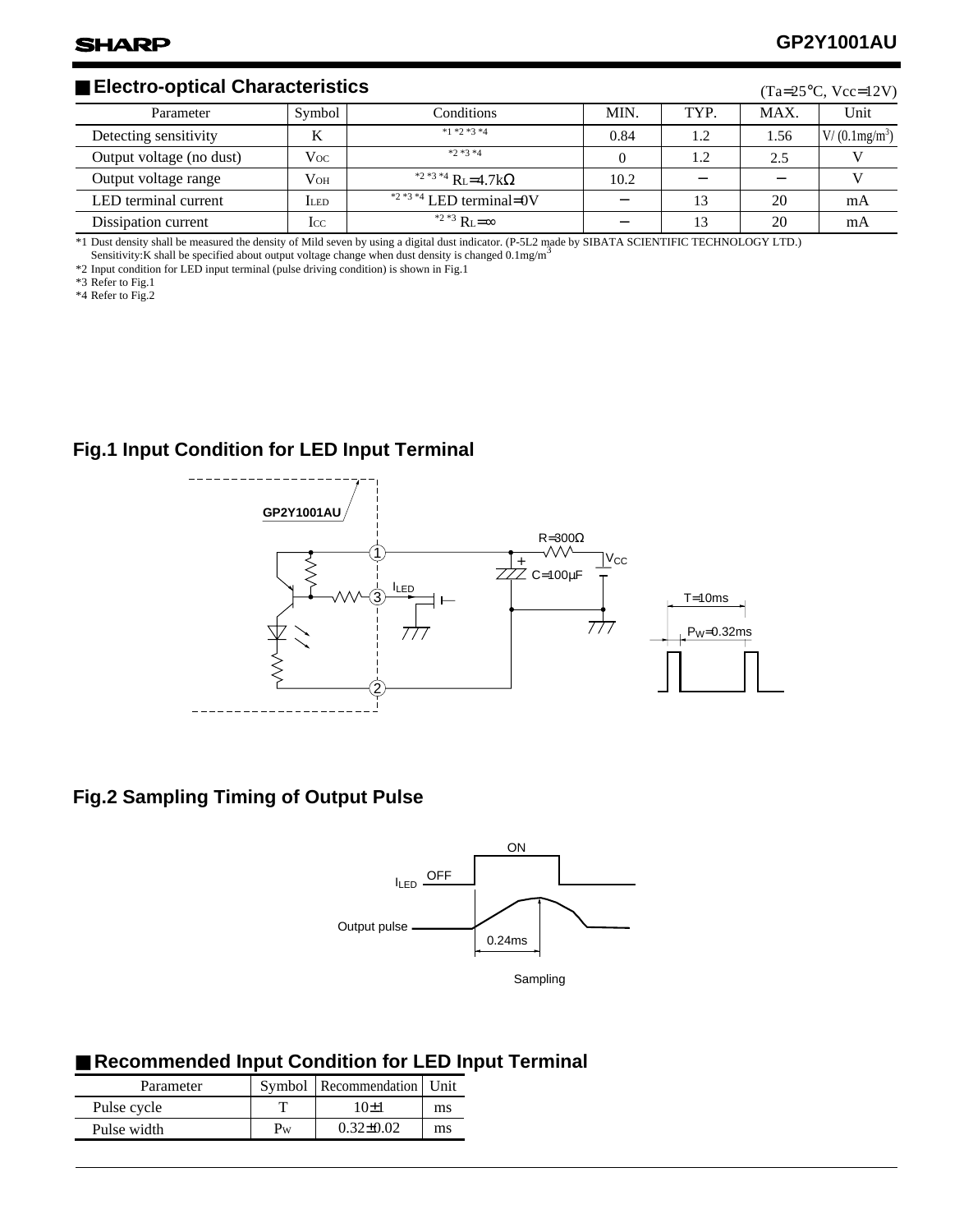## ■ Electro-optical Characteristics

(Ta=25°C, Vcc=12V)

| Parameter | Symbol | Conditions | MIN. | TYP. | MAX. | Unit |
|---|---|---|---|---|---|---|
| Detecting sensitivity | K | *1 *2 *3 *4 | 0.84 | 1.2 | 1.56 | V/ (0.1mg/m$^3$) |
| Output voltage (no dust) | $V_{OC}$ | *2 *3 *4 | 0 | 1.2 | 2.5 | V |
| Output voltage range | $V_{OH}$ | *2 *3 *4 $R_L$=4.7kΩ | 10.2 | − | − | V |
| LED terminal current | $I_{LED}$ | *2 *3 *4 LED terminal=0V | − | 13 | 20 | mA |
| Dissipation current | $I_{CC}$ | *2 *3 $R_L$=∞ | − | 13 | 20 | mA |

*1 Dust density shall be measured the density of Mild seven by using a digital dust indicator. (P-5L2 made by SIBATA SCIENTIFIC TECHNOLOGY LTD.)
Sensitivity:K shall be specified about output voltage change when dust density is changed 0.1mg/m$^3$

*2 Input condition for LED input terminal (pulse driving condition) is shown in Fig.1

*3 Refer to Fig.1

*4 Refer to Fig.2

### Fig.1 Input Condition for LED Input Terminal

GP2Y1001AU

R=300Ω, C=100μF, $V_{CC}$, $I_{LED}$, T=10ms, $P_W$=0.32ms

### Fig.2 Sampling Timing of Output Pulse

$I_{LED}$ OFF, ON

Output pulse, 0.24ms, Sampling

## ■ Recommended Input Condition for LED Input Terminal

| Parameter | Symbol | Recommendation | Unit |
|---|---|---|---|
| Pulse cycle | T | 10±1 | ms |
| Pulse width | $P_W$ | 0.32±0.02 | ms |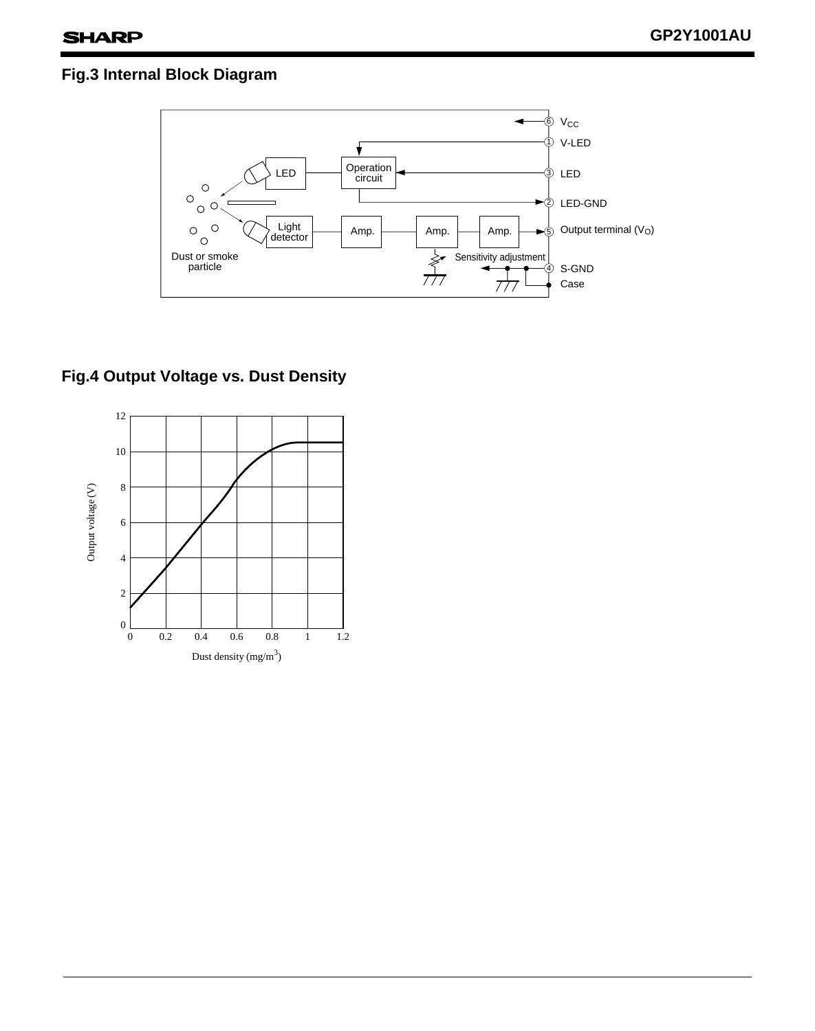## Fig.3 Internal Block Diagram

## Fig.4 Output Voltage vs. Dust Density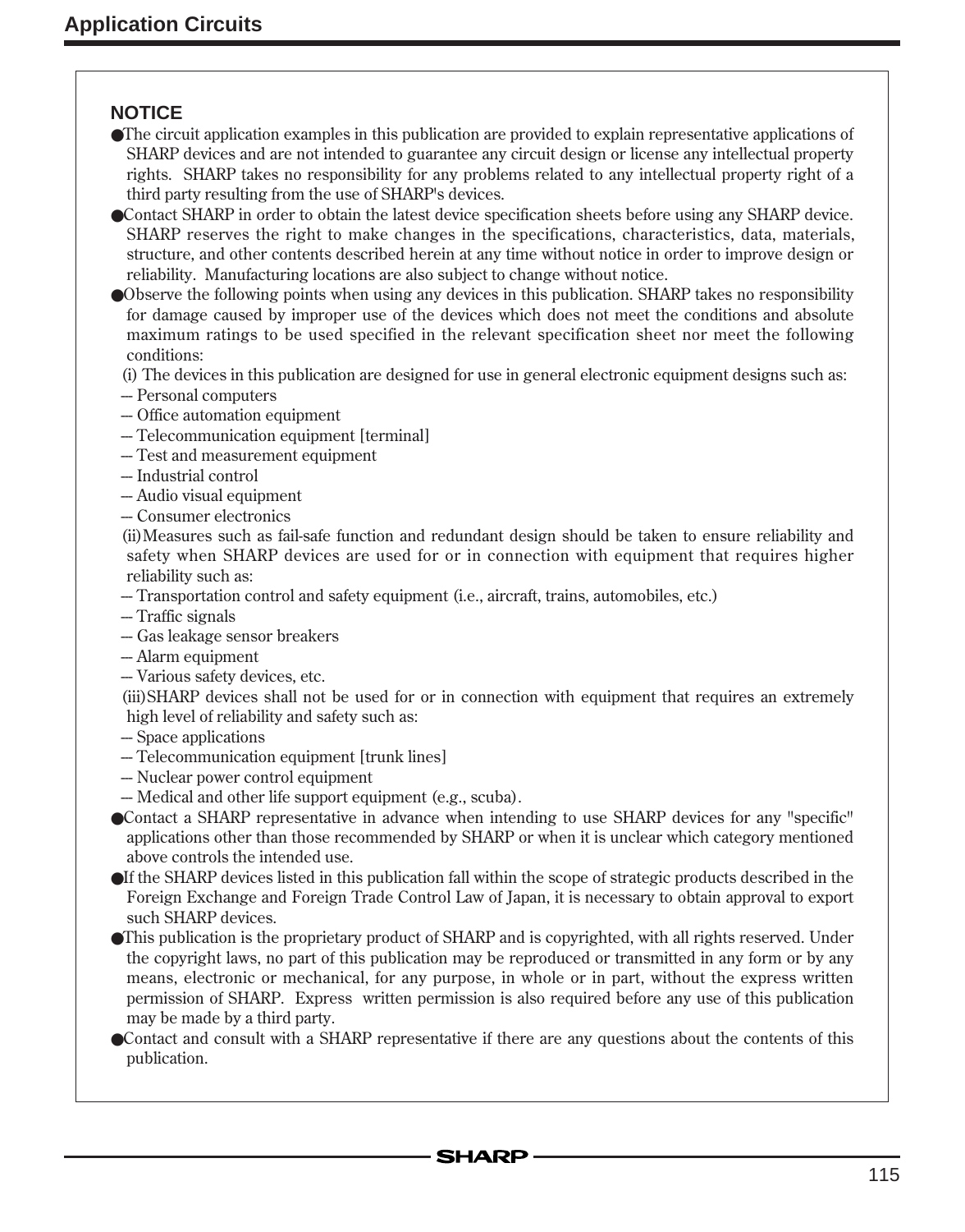## NOTICE

- The circuit application examples in this publication are provided to explain representative applications of SHARP devices and are not intended to guarantee any circuit design or license any intellectual property rights. SHARP takes no responsibility for any problems related to any intellectual property right of a third party resulting from the use of SHARP's devices.
- Contact SHARP in order to obtain the latest device specification sheets before using any SHARP device. SHARP reserves the right to make changes in the specifications, characteristics, data, materials, structure, and other contents described herein at any time without notice in order to improve design or reliability. Manufacturing locations are also subject to change without notice.
- Observe the following points when using any devices in this publication. SHARP takes no responsibility for damage caused by improper use of the devices which does not meet the conditions and absolute maximum ratings to be used specified in the relevant specification sheet nor meet the following conditions:

  (i) The devices in this publication are designed for use in general electronic equipment designs such as:

  --- Personal computers
  --- Office automation equipment
  --- Telecommunication equipment [terminal]
  --- Test and measurement equipment
  --- Industrial control
  --- Audio visual equipment
  --- Consumer electronics

  (ii) Measures such as fail-safe function and redundant design should be taken to ensure reliability and safety when SHARP devices are used for or in connection with equipment that requires higher reliability such as:

  --- Transportation control and safety equipment (i.e., aircraft, trains, automobiles, etc.)
  --- Traffic signals
  --- Gas leakage sensor breakers
  --- Alarm equipment
  --- Various safety devices, etc.

  (iii) SHARP devices shall not be used for or in connection with equipment that requires an extremely high level of reliability and safety such as:

  --- Space applications
  --- Telecommunication equipment [trunk lines]
  --- Nuclear power control equipment
  --- Medical and other life support equipment (e.g., scuba).

- Contact a SHARP representative in advance when intending to use SHARP devices for any "specific" applications other than those recommended by SHARP or when it is unclear which category mentioned above controls the intended use.
- If the SHARP devices listed in this publication fall within the scope of strategic products described in the Foreign Exchange and Foreign Trade Control Law of Japan, it is necessary to obtain approval to export such SHARP devices.
- This publication is the proprietary product of SHARP and is copyrighted, with all rights reserved. Under the copyright laws, no part of this publication may be reproduced or transmitted in any form or by any means, electronic or mechanical, for any purpose, in whole or in part, without the express written permission of SHARP. Express written permission is also required before any use of this publication may be made by a third party.
- Contact and consult with a SHARP representative if there are any questions about the contents of this publication.